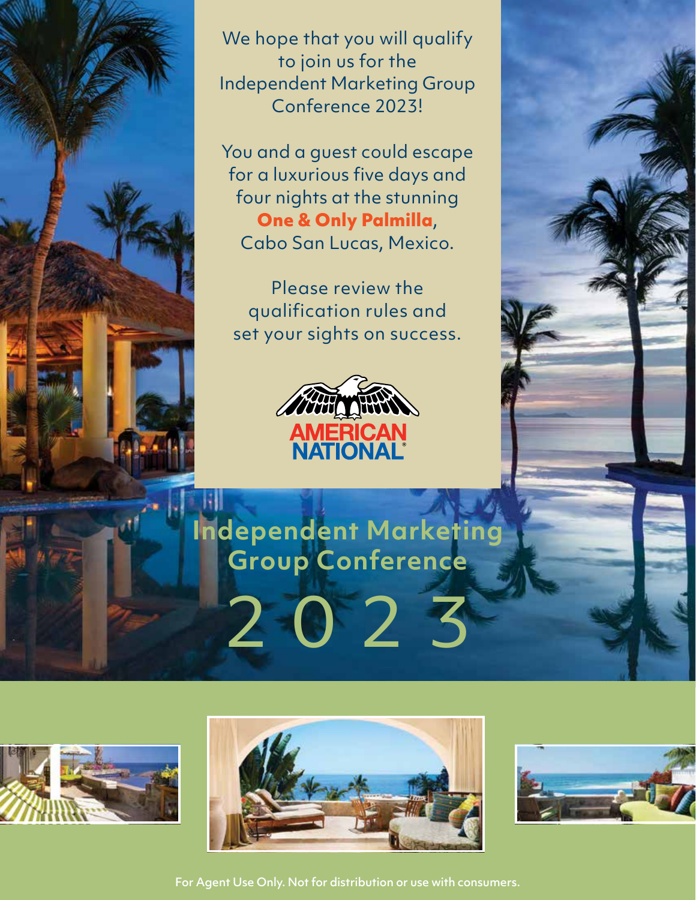We hope that you will qualify to join us for the Independent Marketing Group Conference 2023!

You and a guest could escape for a luxurious five days and four nights at the stunning **One & Only Palmilla**, Cabo San Lucas, Mexico.

Please review the qualification rules and set your sights on success.

AMERICAN NATIONAL

# Independent Marketing Group Conference

# 2023

For Agent Use Only. Not for distribution or use with consumers.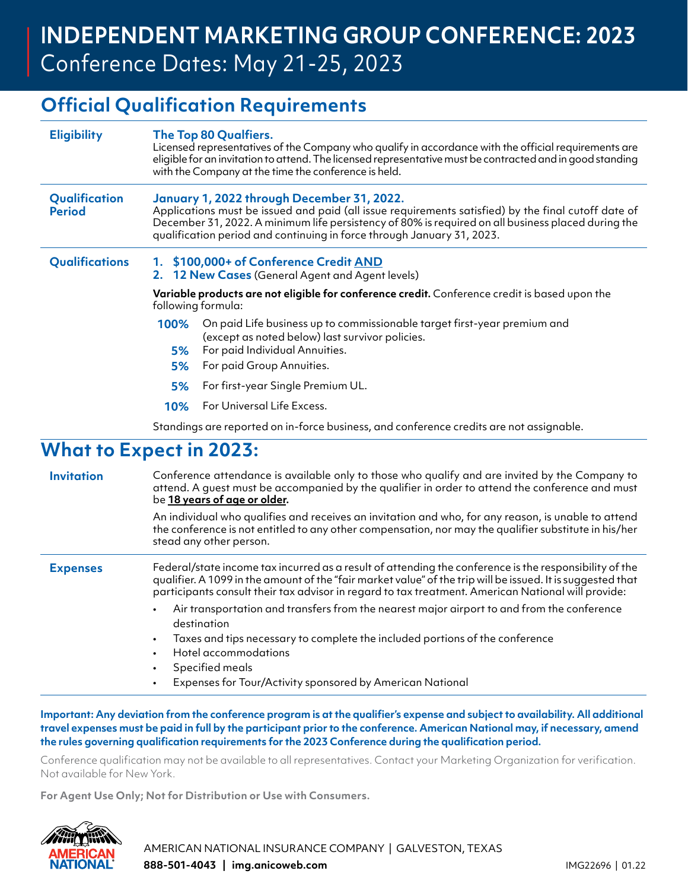# INDEPENDENT MARKETING GROUP CONFERENCE: 2023

Conference Dates: May 21-25, 2023

## Official Qualification Requirements

**Eligibility**

**The Top 80 Qualfiers.**
Licensed representatives of the Company who qualify in accordance with the official requirements are eligible for an invitation to attend. The licensed representative must be contracted and in good standing with the Company at the time the conference is held.

**Qualification Period**

**January 1, 2022 through December 31, 2022.**
Applications must be issued and paid (all issue requirements satisfied) by the final cutoff date of December 31, 2022. A minimum life persistency of 80% is required on all business placed during the qualification period and continuing in force through January 31, 2023.

**Qualifications**

1. **$100,000+ of Conference Credit AND**
2. **12 New Cases** (General Agent and Agent levels)

**Variable products are not eligible for conference credit.** Conference credit is based upon the following formula:

- **100%** On paid Life business up to commissionable target first-year premium and (except as noted below) last survivor policies.
- **5%** For paid Individual Annuities.
- **5%** For paid Group Annuities.
- **5%** For first-year Single Premium UL.
- **10%** For Universal Life Excess.

Standings are reported on in-force business, and conference credits are not assignable.

## What to Expect in 2023:

**Invitation**

Conference attendance is available only to those who qualify and are invited by the Company to attend. A guest must be accompanied by the qualifier in order to attend the conference and must be **18 years of age or older.**

An individual who qualifies and receives an invitation and who, for any reason, is unable to attend the conference is not entitled to any other compensation, nor may the qualifier substitute in his/her stead any other person.

**Expenses**

Federal/state income tax incurred as a result of attending the conference is the responsibility of the qualifier. A 1099 in the amount of the "fair market value" of the trip will be issued. It is suggested that participants consult their tax advisor in regard to tax treatment. American National will provide:

- Air transportation and transfers from the nearest major airport to and from the conference destination
- Taxes and tips necessary to complete the included portions of the conference
- Hotel accommodations
- Specified meals
- Expenses for Tour/Activity sponsored by American National

**Important: Any deviation from the conference program is at the qualifier's expense and subject to availability. All additional travel expenses must be paid in full by the participant prior to the conference. American National may, if necessary, amend the rules governing qualification requirements for the 2023 Conference during the qualification period.**

Conference qualification may not be available to all representatives. Contact your Marketing Organization for verification. Not available for New York.

**For Agent Use Only; Not for Distribution or Use with Consumers.**

AMERICAN NATIONAL

AMERICAN NATIONAL INSURANCE COMPANY | GALVESTON, TEXAS

**888-501-4043 | img.anicoweb.com**

IMG22696 | 01.22